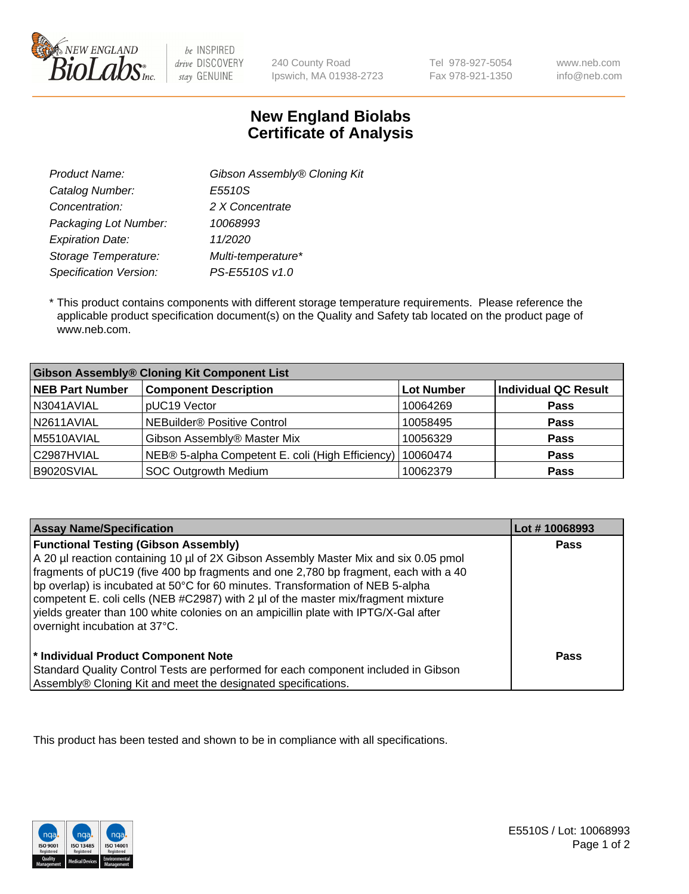NEW ENGLAND BioLabs Inc. — be INSPIRED drive DISCOVERY stay GENUINE

240 County Road
Ipswich, MA 01938-2723

Tel 978-927-5054
Fax 978-921-1350

www.neb.com
info@neb.com

# New England Biolabs
# Certificate of Analysis

| | |
|---|---|
| *Product Name:* | *Gibson Assembly® Cloning Kit* |
| *Catalog Number:* | *E5510S* |
| *Concentration:* | *2 X Concentrate* |
| *Packaging Lot Number:* | *10068993* |
| *Expiration Date:* | *11/2020* |
| *Storage Temperature:* | *Multi-temperature** |
| *Specification Version:* | *PS-E5510S v1.0* |

* This product contains components with different storage temperature requirements. Please reference the applicable product specification document(s) on the Quality and Safety tab located on the product page of www.neb.com.

| **Gibson Assembly® Cloning Kit Component List** | | | |
|---|---|---|---|
| **NEB Part Number** | **Component Description** | **Lot Number** | **Individual QC Result** |
| N3041AVIAL | pUC19 Vector | 10064269 | **Pass** |
| N2611AVIAL | NEBuilder® Positive Control | 10058495 | **Pass** |
| M5510AVIAL | Gibson Assembly® Master Mix | 10056329 | **Pass** |
| C2987HVIAL | NEB® 5-alpha Competent E. coli (High Efficiency) | 10060474 | **Pass** |
| B9020SVIAL | SOC Outgrowth Medium | 10062379 | **Pass** |

| **Assay Name/Specification** | **Lot # 10068993** |
|---|---|
| **Functional Testing (Gibson Assembly)**<br>A 20 µl reaction containing 10 µl of 2X Gibson Assembly Master Mix and six 0.05 pmol fragments of pUC19 (five 400 bp fragments and one 2,780 bp fragment, each with a 40 bp overlap) is incubated at 50°C for 60 minutes. Transformation of NEB 5-alpha competent E. coli cells (NEB #C2987) with 2 µl of the master mix/fragment mixture yields greater than 100 white colonies on an ampicillin plate with IPTG/X-Gal after overnight incubation at 37°C. | **Pass** |
| **\* Individual Product Component Note**<br>Standard Quality Control Tests are performed for each component included in Gibson Assembly® Cloning Kit and meet the designated specifications. | **Pass** |

This product has been tested and shown to be in compliance with all specifications.

E5510S / Lot: 10068993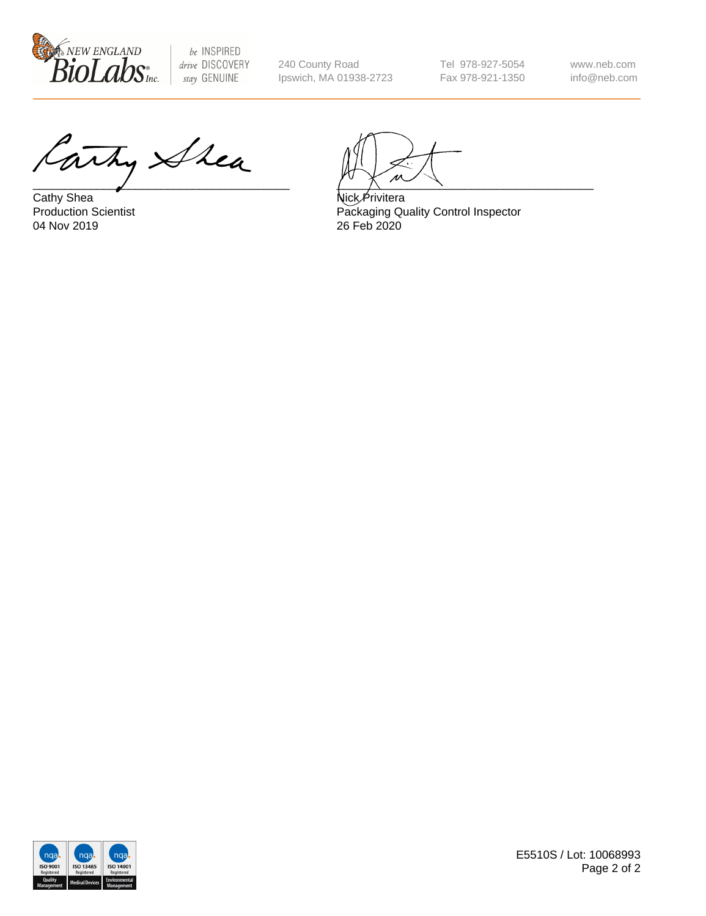240 County Road
Ipswich, MA 01938-2723

Tel 978-927-5054
Fax 978-921-1350

www.neb.com
info@neb.com

Cathy Shea
Production Scientist
04 Nov 2019

Nick Privitera
Packaging Quality Control Inspector
26 Feb 2020

E5510S / Lot: 10068993